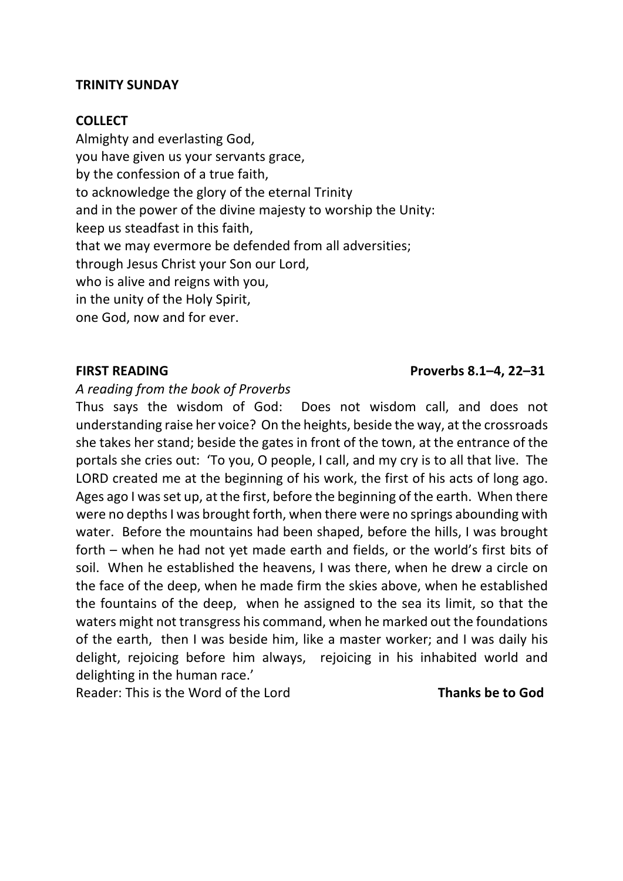**TRINITY SUNDAY**

**COLLECT**

Almighty and everlasting God,
you have given us your servants grace,
by the confession of a true faith,
to acknowledge the glory of the eternal Trinity
and in the power of the divine majesty to worship the Unity:
keep us steadfast in this faith,
that we may evermore be defended from all adversities;
through Jesus Christ your Son our Lord,
who is alive and reigns with you,
in the unity of the Holy Spirit,
one God, now and for ever.

**FIRST READING** **Proverbs 8.1–4, 22–31**

*A reading from the book of Proverbs*

Thus says the wisdom of God: Does not wisdom call, and does not understanding raise her voice? On the heights, beside the way, at the crossroads she takes her stand; beside the gates in front of the town, at the entrance of the portals she cries out: 'To you, O people, I call, and my cry is to all that live. The LORD created me at the beginning of his work, the first of his acts of long ago. Ages ago I was set up, at the first, before the beginning of the earth. When there were no depths I was brought forth, when there were no springs abounding with water. Before the mountains had been shaped, before the hills, I was brought forth – when he had not yet made earth and fields, or the world's first bits of soil. When he established the heavens, I was there, when he drew a circle on the face of the deep, when he made firm the skies above, when he established the fountains of the deep, when he assigned to the sea its limit, so that the waters might not transgress his command, when he marked out the foundations of the earth, then I was beside him, like a master worker; and I was daily his delight, rejoicing before him always, rejoicing in his inhabited world and delighting in the human race.'

Reader: This is the Word of the Lord **Thanks be to God**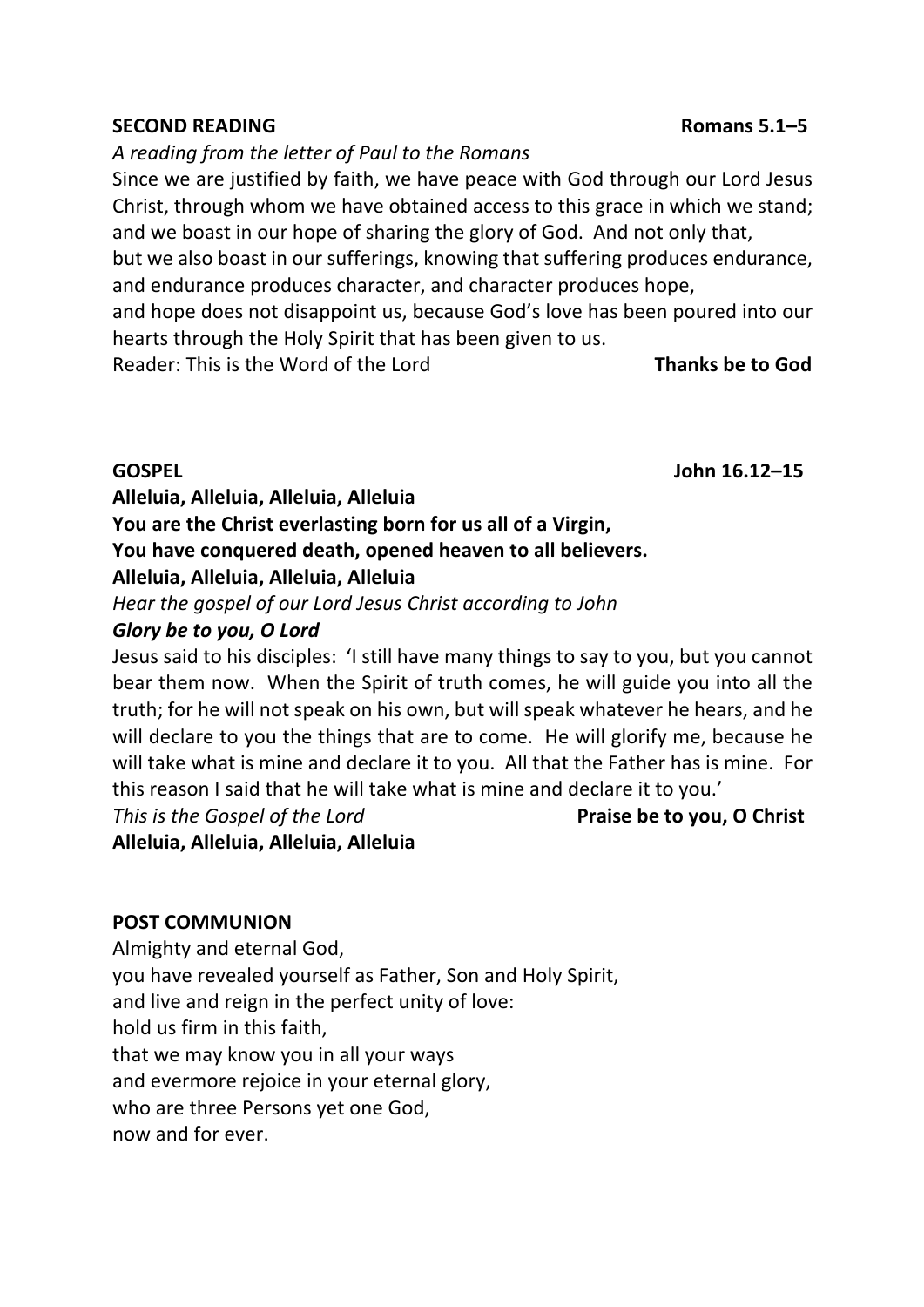**SECOND READING** **Romans 5.1–5**

*A reading from the letter of Paul to the Romans*

Since we are justified by faith, we have peace with God through our Lord Jesus Christ, through whom we have obtained access to this grace in which we stand; and we boast in our hope of sharing the glory of God. And not only that, but we also boast in our sufferings, knowing that suffering produces endurance, and endurance produces character, and character produces hope, and hope does not disappoint us, because God's love has been poured into our hearts through the Holy Spirit that has been given to us.

Reader: This is the Word of the Lord **Thanks be to God**

**GOSPEL** **John 16.12–15**

**Alleluia, Alleluia, Alleluia, Alleluia**
**You are the Christ everlasting born for us all of a Virgin,**
**You have conquered death, opened heaven to all believers.**
**Alleluia, Alleluia, Alleluia, Alleluia**

*Hear the gospel of our Lord Jesus Christ according to John*
***Glory be to you, O Lord***

Jesus said to his disciples: 'I still have many things to say to you, but you cannot bear them now. When the Spirit of truth comes, he will guide you into all the truth; for he will not speak on his own, but will speak whatever he hears, and he will declare to you the things that are to come. He will glorify me, because he will take what is mine and declare it to you. All that the Father has is mine. For this reason I said that he will take what is mine and declare it to you.'

*This is the Gospel of the Lord* **Praise be to you, O Christ**
**Alleluia, Alleluia, Alleluia, Alleluia**

**POST COMMUNION**

Almighty and eternal God,
you have revealed yourself as Father, Son and Holy Spirit,
and live and reign in the perfect unity of love:
hold us firm in this faith,
that we may know you in all your ways
and evermore rejoice in your eternal glory,
who are three Persons yet one God,
now and for ever.